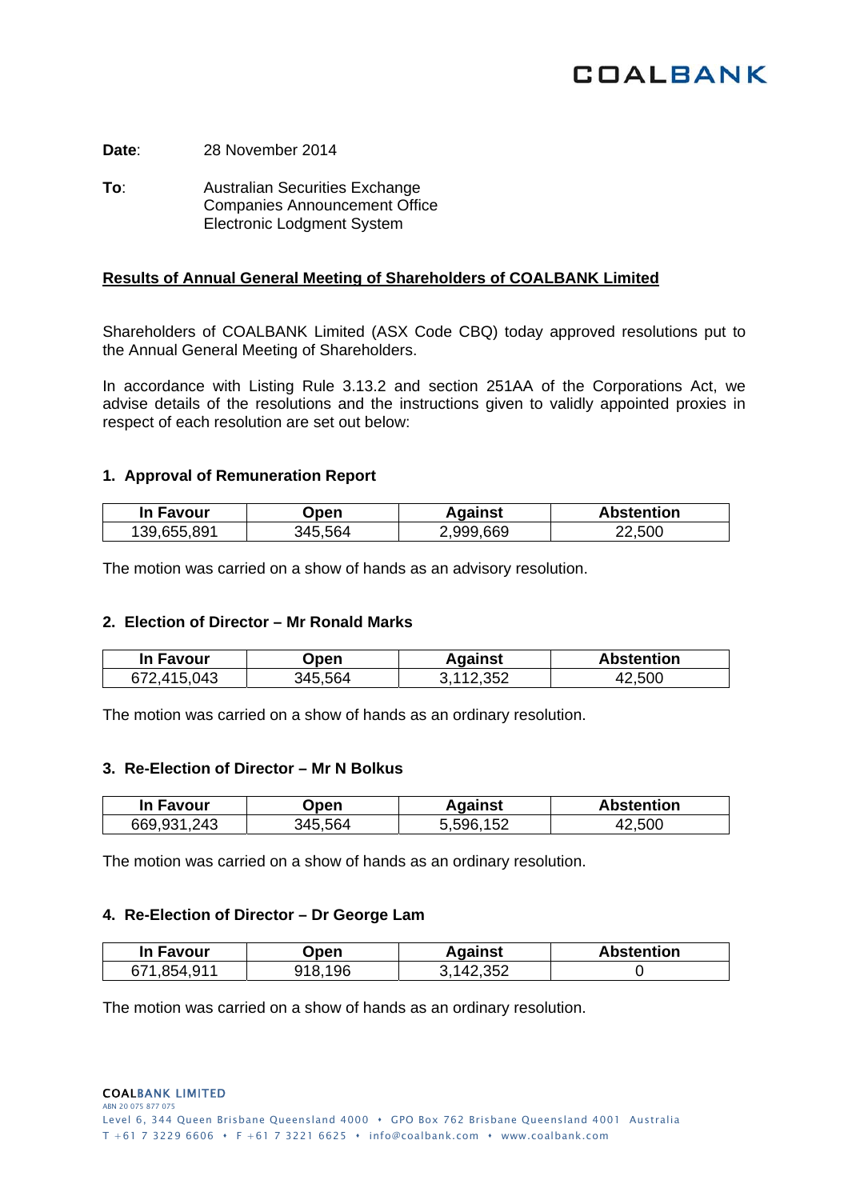**COALBANK**

**Date**: 28 November 2014

**To**: Australian Securities Exchange
Companies Announcement Office
Electronic Lodgment System

## Results of Annual General Meeting of Shareholders of COALBANK Limited

Shareholders of COALBANK Limited (ASX Code CBQ) today approved resolutions put to the Annual General Meeting of Shareholders.

In accordance with Listing Rule 3.13.2 and section 251AA of the Corporations Act, we advise details of the resolutions and the instructions given to validly appointed proxies in respect of each resolution are set out below:

### 1. Approval of Remuneration Report

| In Favour | Open | Against | Abstention |
|---|---|---|---|
| 139,655,891 | 345,564 | 2,999,669 | 22,500 |

The motion was carried on a show of hands as an advisory resolution.

### 2. Election of Director – Mr Ronald Marks

| In Favour | Open | Against | Abstention |
|---|---|---|---|
| 672,415,043 | 345,564 | 3,112,352 | 42,500 |

The motion was carried on a show of hands as an ordinary resolution.

### 3. Re-Election of Director – Mr N Bolkus

| In Favour | Open | Against | Abstention |
|---|---|---|---|
| 669,931,243 | 345,564 | 5,596,152 | 42,500 |

The motion was carried on a show of hands as an ordinary resolution.

### 4. Re-Election of Director – Dr George Lam

| In Favour | Open | Against | Abstention |
|---|---|---|---|
| 671,854,911 | 918,196 | 3,142,352 | 0 |

The motion was carried on a show of hands as an ordinary resolution.

COALBANK LIMITED
ABN 20 075 877 075
Level 6, 344 Queen Brisbane Queensland 4000 • GPO Box 762 Brisbane Queensland 4001 Australia
T +61 7 3229 6606 • F +61 7 3221 6625 • info@coalbank.com • www.coalbank.com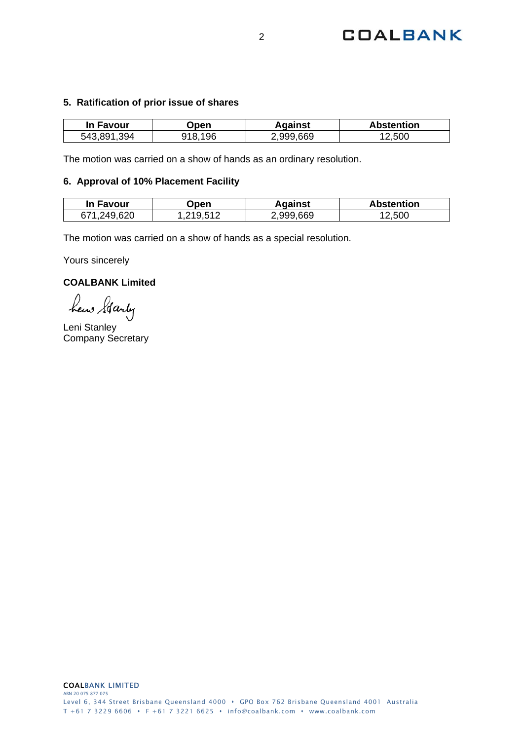### 5. Ratification of prior issue of shares

| In Favour | Open | Against | Abstention |
|---|---|---|---|
| 543,891,394 | 918,196 | 2,999,669 | 12,500 |

The motion was carried on a show of hands as an ordinary resolution.

### 6. Approval of 10% Placement Facility

| In Favour | Open | Against | Abstention |
|---|---|---|---|
| 671,249,620 | 1,219,512 | 2,999,669 | 12,500 |

The motion was carried on a show of hands as a special resolution.

Yours sincerely

**COALBANK Limited**

Leni Stanley
Company Secretary

COALBANK LIMITED
ABN 20 075 877 075
Level 6, 344 Street Brisbane Queensland 4000 • GPO Box 762 Brisbane Queensland 4001 Australia
T +61 7 3229 6606 • F +61 7 3221 6625 • info@coalbank.com • www.coalbank.com